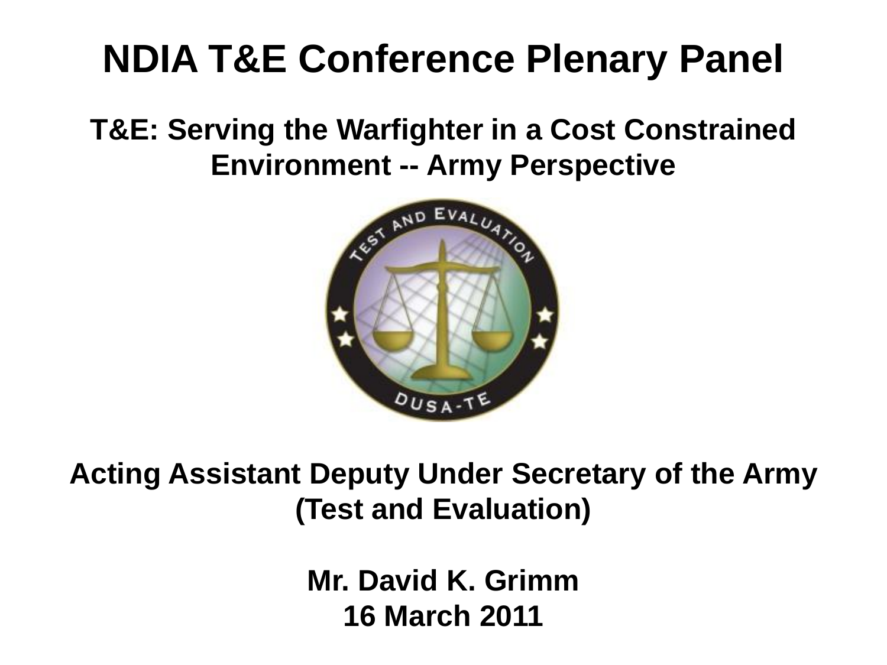# NDIA T&E Conference Plenary Panel

## T&E: Serving the Warfighter in a Cost Constrained Environment -- Army Perspective

**Acting Assistant Deputy Under Secretary of the Army (Test and Evaluation)**

**Mr. David K. Grimm**
**16 March 2011**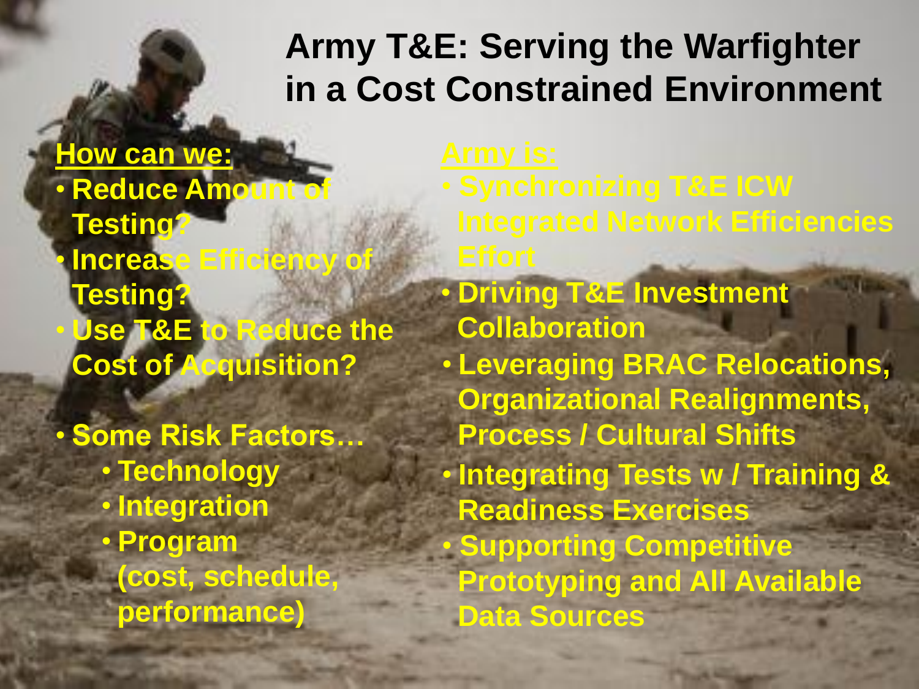# Army T&E: Serving the Warfighter in a Cost Constrained Environment

**How can we:**

- **Reduce Amount of Testing?**
- **Increase Efficiency of Testing?**
- **Use T&E to Reduce the Cost of Acquisition?**

- **Some Risk Factors…**
  - **Technology**
  - **Integration**
  - **Program (cost, schedule, performance)**

**Army is:**

- **Synchronizing T&E ICW Integrated Network Efficiencies Effort**
- **Driving T&E Investment Collaboration**
- **Leveraging BRAC Relocations, Organizational Realignments, Process / Cultural Shifts**
- **Integrating Tests w / Training & Readiness Exercises**
- **Supporting Competitive Prototyping and All Available Data Sources**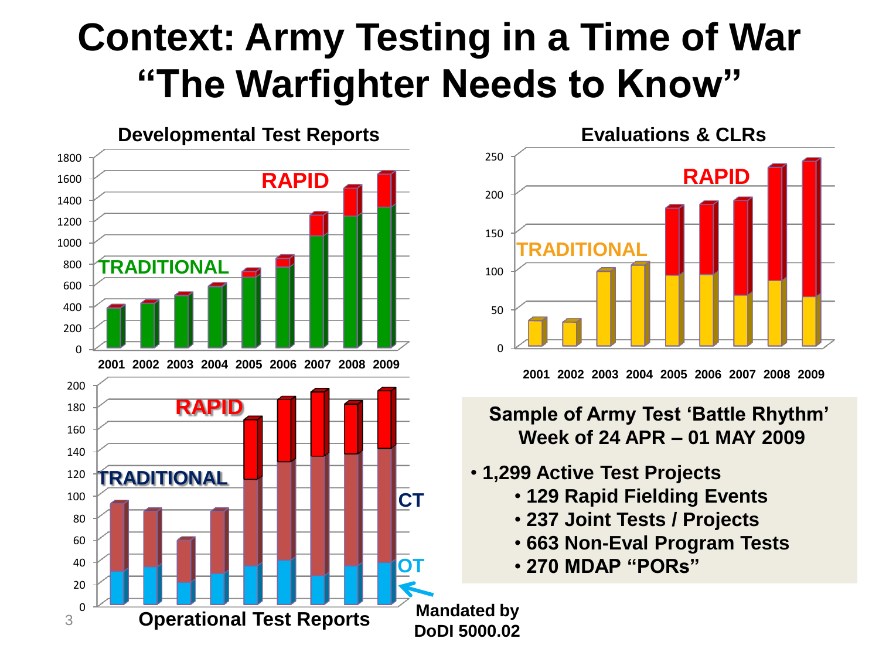# Context: Army Testing in a Time of War
# "The Warfighter Needs to Know"

**Developmental Test Reports**

1800
1600
1400
1200
1000
800
600
400
200
0

RAPID

TRADITIONAL

2001 2002 2003 2004 2005 2006 2007 2008 2009

**Evaluations & CLRs**

250
200
150
100
50
0

RAPID

TRADITIONAL

2001 2002 2003 2004 2005 2006 2007 2008 2009

**Operational Test Reports**

200
180
160
140
120
100
80
60
40
20
0

RAPID

TRADITIONAL

CT

OT

Mandated by DoDI 5000.02

**Sample of Army Test 'Battle Rhythm'**
**Week of 24 APR – 01 MAY 2009**

- **1,299 Active Test Projects**
  - **129 Rapid Fielding Events**
  - **237 Joint Tests / Projects**
  - **663 Non-Eval Program Tests**
  - **270 MDAP "PORs"**